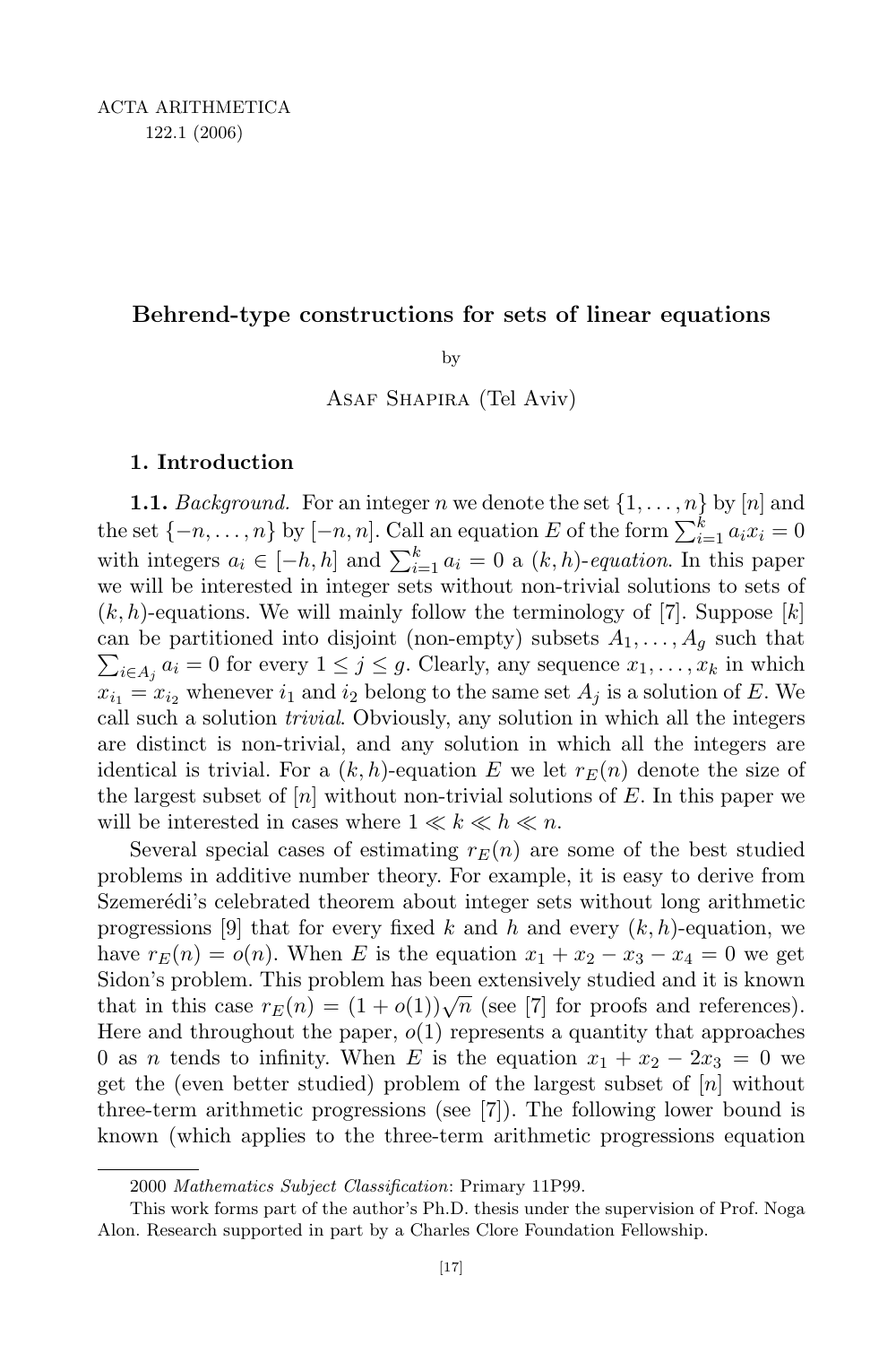# Behrend-type constructions for sets of linear equations

by

Asaf Shapira (Tel Aviv)

## 1. Introduction

**1.1.** *Background.* For an integer $n$ we denote the set $\{1,\ldots,n\}$ by $[n]$ and the set $\{-n,\ldots,n\}$ by $[-n,n]$. Call an equation $E$ of the form $\sum_{i=1}^{k} a_i x_i = 0$ with integers $a_i \in [-h,h]$ and $\sum_{i=1}^{k} a_i = 0$ a $(k,h)$-*equation*. In this paper we will be interested in integer sets without non-trivial solutions to sets of $(k,h)$-equations. We will mainly follow the terminology of [7]. Suppose $[k]$ can be partitioned into disjoint (non-empty) subsets $A_1,\ldots,A_g$ such that $\sum_{i\in A_j} a_i = 0$ for every $1 \le j \le g$. Clearly, any sequence $x_1,\ldots,x_k$ in which $x_{i_1} = x_{i_2}$ whenever $i_1$ and $i_2$ belong to the same set $A_j$ is a solution of $E$. We call such a solution *trivial*. Obviously, any solution in which all the integers are distinct is non-trivial, and any solution in which all the integers are identical is trivial. For a $(k,h)$-equation $E$ we let $r_E(n)$ denote the size of the largest subset of $[n]$ without non-trivial solutions of $E$. In this paper we will be interested in cases where $1 \ll k \ll h \ll n$.

Several special cases of estimating $r_E(n)$ are some of the best studied problems in additive number theory. For example, it is easy to derive from Szemerédi's celebrated theorem about integer sets without long arithmetic progressions [9] that for every fixed $k$ and $h$ and every $(k,h)$-equation, we have $r_E(n) = o(n)$. When $E$ is the equation $x_1 + x_2 - x_3 - x_4 = 0$ we get Sidon's problem. This problem has been extensively studied and it is known that in this case $r_E(n) = (1+o(1))\sqrt{n}$ (see [7] for proofs and references). Here and throughout the paper, $o(1)$ represents a quantity that approaches 0 as $n$ tends to infinity. When $E$ is the equation $x_1 + x_2 - 2x_3 = 0$ we get the (even better studied) problem of the largest subset of $[n]$ without three-term arithmetic progressions (see [7]). The following lower bound is known (which applies to the three-term arithmetic progressions equation

---

2000 *Mathematics Subject Classification*: Primary 11P99.

This work forms part of the author's Ph.D. thesis under the supervision of Prof. Noga Alon. Research supported in part by a Charles Clore Foundation Fellowship.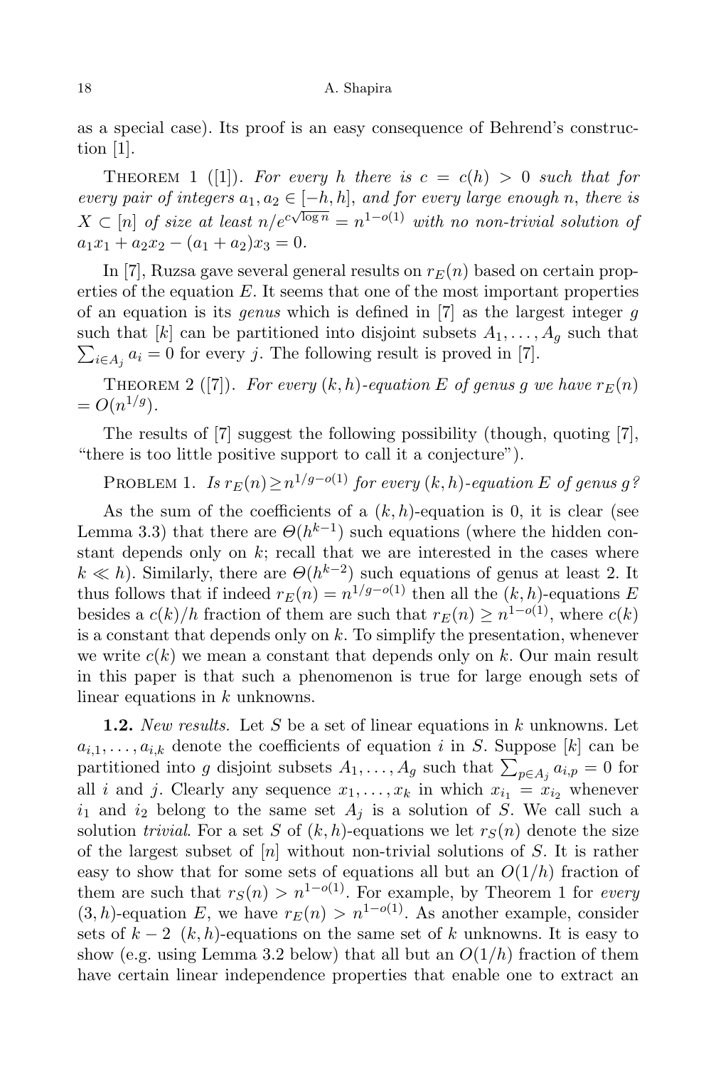as a special case). Its proof is an easy consequence of Behrend's construction [1].

THEOREM 1 ([1]). *For every $h$ there is $c = c(h) > 0$ such that for every pair of integers $a_1, a_2 \in [-h, h]$, and for every large enough $n$, there is $X \subset [n]$ of size at least $n/e^{c\sqrt{\log n}} = n^{1-o(1)}$ with no non-trivial solution of $a_1x_1 + a_2x_2 - (a_1 + a_2)x_3 = 0$.*

In [7], Ruzsa gave several general results on $r_E(n)$ based on certain properties of the equation $E$. It seems that one of the most important properties of an equation is its *genus* which is defined in [7] as the largest integer $g$ such that $[k]$ can be partitioned into disjoint subsets $A_1, \ldots, A_g$ such that $\sum_{i \in A_j} a_i = 0$ for every $j$. The following result is proved in [7].

THEOREM 2 ([7]). *For every $(k, h)$-equation $E$ of genus $g$ we have $r_E(n) = O(n^{1/g})$.*

The results of [7] suggest the following possibility (though, quoting [7], "there is too little positive support to call it a conjecture").

PROBLEM 1. *Is $r_E(n) \geq n^{1/g - o(1)}$ for every $(k, h)$-equation $E$ of genus $g$?*

As the sum of the coefficients of a $(k, h)$-equation is 0, it is clear (see Lemma 3.3) that there are $\Theta(h^{k-1})$ such equations (where the hidden constant depends only on $k$; recall that we are interested in the cases where $k \ll h$). Similarly, there are $\Theta(h^{k-2})$ such equations of genus at least 2. It thus follows that if indeed $r_E(n) = n^{1/g - o(1)}$ then all the $(k, h)$-equations $E$ besides a $c(k)/h$ fraction of them are such that $r_E(n) \geq n^{1-o(1)}$, where $c(k)$ is a constant that depends only on $k$. To simplify the presentation, whenever we write $c(k)$ we mean a constant that depends only on $k$. Our main result in this paper is that such a phenomenon is true for large enough sets of linear equations in $k$ unknowns.

**1.2.** *New results.* Let $S$ be a set of linear equations in $k$ unknowns. Let $a_{i,1}, \ldots, a_{i,k}$ denote the coefficients of equation $i$ in $S$. Suppose $[k]$ can be partitioned into $g$ disjoint subsets $A_1, \ldots, A_g$ such that $\sum_{p \in A_j} a_{i,p} = 0$ for all $i$ and $j$. Clearly any sequence $x_1, \ldots, x_k$ in which $x_{i_1} = x_{i_2}$ whenever $i_1$ and $i_2$ belong to the same set $A_j$ is a solution of $S$. We call such a solution *trivial*. For a set $S$ of $(k, h)$-equations we let $r_S(n)$ denote the size of the largest subset of $[n]$ without non-trivial solutions of $S$. It is rather easy to show that for some sets of equations all but an $O(1/h)$ fraction of them are such that $r_S(n) > n^{1-o(1)}$. For example, by Theorem 1 for *every* $(3, h)$-equation $E$, we have $r_E(n) > n^{1-o(1)}$. As another example, consider sets of $k - 2$ $(k, h)$-equations on the same set of $k$ unknowns. It is easy to show (e.g. using Lemma 3.2 below) that all but an $O(1/h)$ fraction of them have certain linear independence properties that enable one to extract an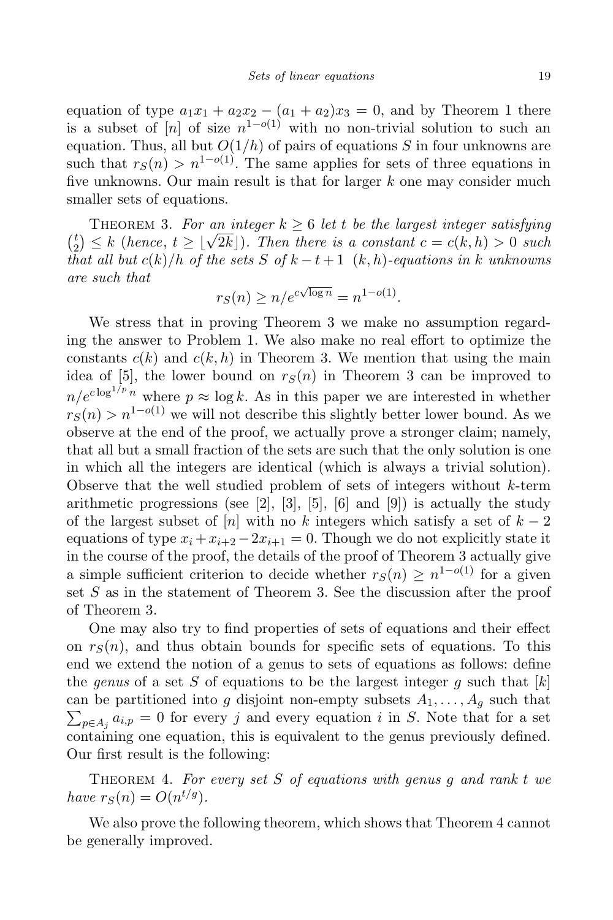equation of type $a_1x_1 + a_2x_2 - (a_1 + a_2)x_3 = 0$, and by Theorem 1 there is a subset of $[n]$ of size $n^{1-o(1)}$ with no non-trivial solution to such an equation. Thus, all but $O(1/h)$ of pairs of equations $S$ in four unknowns are such that $r_S(n) > n^{1-o(1)}$. The same applies for sets of three equations in five unknowns. Our main result is that for larger $k$ one may consider much smaller sets of equations.

Theorem 3. *For an integer $k \geq 6$ let $t$ be the largest integer satisfying $\binom{t}{2} \leq k$ (hence, $t \geq \lfloor \sqrt{2k} \rfloor$). Then there is a constant $c = c(k,h) > 0$ such that all but $c(k)/h$ of the sets $S$ of $k - t + 1$ $(k,h)$-equations in $k$ unknowns are such that*

$$r_S(n) \geq n/e^{c\sqrt{\log n}} = n^{1-o(1)}.$$

We stress that in proving Theorem 3 we make no assumption regarding the answer to Problem 1. We also make no real effort to optimize the constants $c(k)$ and $c(k,h)$ in Theorem 3. We mention that using the main idea of [5], the lower bound on $r_S(n)$ in Theorem 3 can be improved to $n/e^{c\log^{1/p} n}$ where $p \approx \log k$. As in this paper we are interested in whether $r_S(n) > n^{1-o(1)}$ we will not describe this slightly better lower bound. As we observe at the end of the proof, we actually prove a stronger claim; namely, that all but a small fraction of the sets are such that the only solution is one in which all the integers are identical (which is always a trivial solution). Observe that the well studied problem of sets of integers without $k$-term arithmetic progressions (see [2], [3], [5], [6] and [9]) is actually the study of the largest subset of $[n]$ with no $k$ integers which satisfy a set of $k-2$ equations of type $x_i + x_{i+2} - 2x_{i+1} = 0$. Though we do not explicitly state it in the course of the proof, the details of the proof of Theorem 3 actually give a simple sufficient criterion to decide whether $r_S(n) \geq n^{1-o(1)}$ for a given set $S$ as in the statement of Theorem 3. See the discussion after the proof of Theorem 3.

One may also try to find properties of sets of equations and their effect on $r_S(n)$, and thus obtain bounds for specific sets of equations. To this end we extend the notion of a genus to sets of equations as follows: define the *genus* of a set $S$ of equations to be the largest integer $g$ such that $[k]$ can be partitioned into $g$ disjoint non-empty subsets $A_1, \ldots, A_g$ such that $\sum_{p \in A_j} a_{i,p} = 0$ for every $j$ and every equation $i$ in $S$. Note that for a set containing one equation, this is equivalent to the genus previously defined. Our first result is the following:

Theorem 4. *For every set $S$ of equations with genus $g$ and rank $t$ we have $r_S(n) = O(n^{t/g})$.*

We also prove the following theorem, which shows that Theorem 4 cannot be generally improved.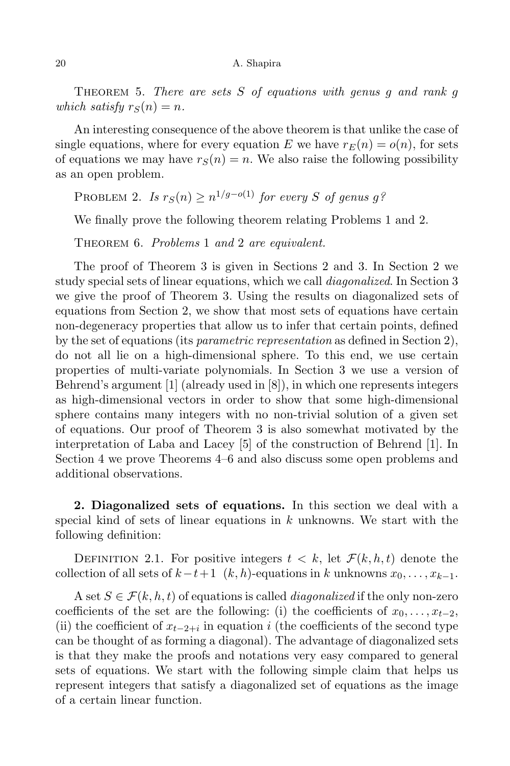Theorem 5. *There are sets $S$ of equations with genus $g$ and rank $g$ which satisfy $r_S(n) = n$.*

An interesting consequence of the above theorem is that unlike the case of single equations, where for every equation $E$ we have $r_E(n) = o(n)$, for sets of equations we may have $r_S(n) = n$. We also raise the following possibility as an open problem.

Problem 2. *Is $r_S(n) \geq n^{1/g - o(1)}$ for every $S$ of genus $g$?*

We finally prove the following theorem relating Problems 1 and 2.

Theorem 6. *Problems* 1 *and* 2 *are equivalent.*

The proof of Theorem 3 is given in Sections 2 and 3. In Section 2 we study special sets of linear equations, which we call *diagonalized*. In Section 3 we give the proof of Theorem 3. Using the results on diagonalized sets of equations from Section 2, we show that most sets of equations have certain non-degeneracy properties that allow us to infer that certain points, defined by the set of equations (its *parametric representation* as defined in Section 2), do not all lie on a high-dimensional sphere. To this end, we use certain properties of multi-variate polynomials. In Section 3 we use a version of Behrend's argument [1] (already used in [8]), in which one represents integers as high-dimensional vectors in order to show that some high-dimensional sphere contains many integers with no non-trivial solution of a given set of equations. Our proof of Theorem 3 is also somewhat motivated by the interpretation of Laba and Lacey [5] of the construction of Behrend [1]. In Section 4 we prove Theorems 4–6 and also discuss some open problems and additional observations.

**2. Diagonalized sets of equations.** In this section we deal with a special kind of sets of linear equations in $k$ unknowns. We start with the following definition:

Definition 2.1. For positive integers $t < k$, let $\mathcal{F}(k, h, t)$ denote the collection of all sets of $k - t + 1$ $(k, h)$-equations in $k$ unknowns $x_0, \ldots, x_{k-1}$.

A set $S \in \mathcal{F}(k, h, t)$ of equations is called *diagonalized* if the only non-zero coefficients of the set are the following: (i) the coefficients of $x_0, \ldots, x_{t-2}$, (ii) the coefficient of $x_{t-2+i}$ in equation $i$ (the coefficients of the second type can be thought of as forming a diagonal). The advantage of diagonalized sets is that they make the proofs and notations very easy compared to general sets of equations. We start with the following simple claim that helps us represent integers that satisfy a diagonalized set of equations as the image of a certain linear function.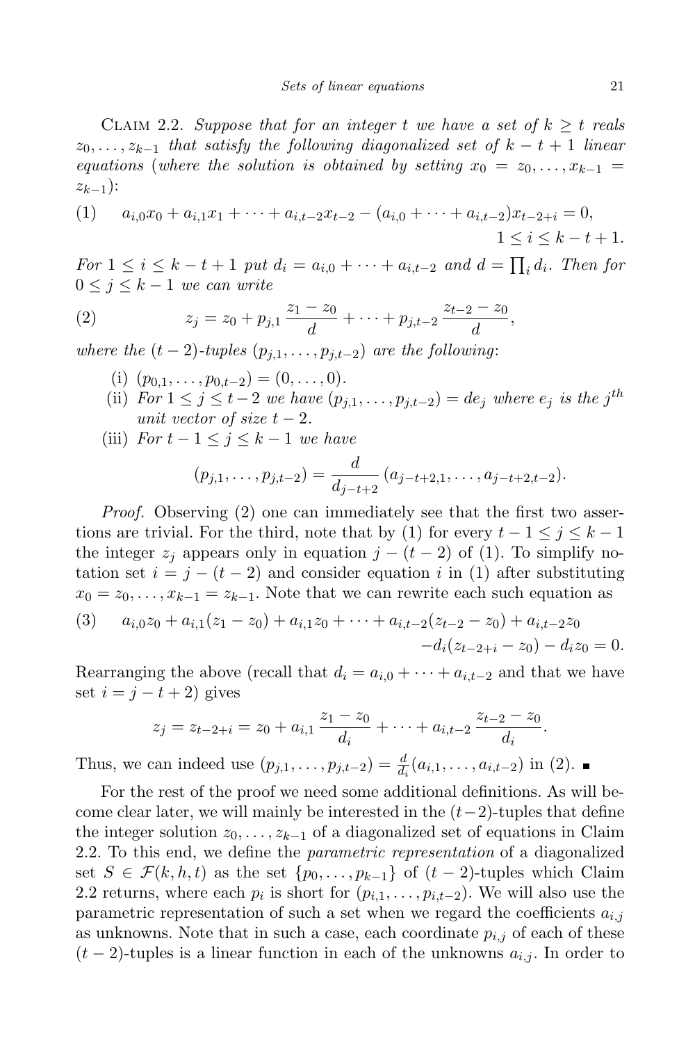CLAIM 2.2. *Suppose that for an integer $t$ we have a set of $k \geq t$ reals $z_0, \ldots, z_{k-1}$ that satisfy the following diagonalized set of $k-t+1$ linear equations* (*where the solution is obtained by setting $x_0 = z_0, \ldots, x_{k-1} = z_{k-1}$*):

$$(1) \qquad a_{i,0}x_0 + a_{i,1}x_1 + \cdots + a_{i,t-2}x_{t-2} - (a_{i,0} + \cdots + a_{i,t-2})x_{t-2+i} = 0, \quad 1 \leq i \leq k-t+1.$$

*For $1 \leq i \leq k-t+1$ put $d_i = a_{i,0} + \cdots + a_{i,t-2}$ and $d = \prod_i d_i$. Then for $0 \leq j \leq k-1$ we can write*

$$(2) \qquad z_j = z_0 + p_{j,1}\frac{z_1 - z_0}{d} + \cdots + p_{j,t-2}\frac{z_{t-2} - z_0}{d},$$

*where the $(t-2)$-tuples $(p_{j,1}, \ldots, p_{j,t-2})$ are the following*:

- (i) $(p_{0,1}, \ldots, p_{0,t-2}) = (0, \ldots, 0)$.
- (ii) *For $1 \leq j \leq t-2$ we have $(p_{j,1}, \ldots, p_{j,t-2}) = de_j$ where $e_j$ is the $j^{th}$ unit vector of size $t-2$.*
- (iii) *For $t-1 \leq j \leq k-1$ we have*

$$(p_{j,1}, \ldots, p_{j,t-2}) = \frac{d}{d_{j-t+2}}(a_{j-t+2,1}, \ldots, a_{j-t+2,t-2}).$$

*Proof.* Observing (2) one can immediately see that the first two assertions are trivial. For the third, note that by (1) for every $t-1 \leq j \leq k-1$ the integer $z_j$ appears only in equation $j-(t-2)$ of (1). To simplify notation set $i = j-(t-2)$ and consider equation $i$ in (1) after substituting $x_0 = z_0, \ldots, x_{k-1} = z_{k-1}$. Note that we can rewrite each such equation as

$$(3) \qquad a_{i,0}z_0 + a_{i,1}(z_1 - z_0) + a_{i,1}z_0 + \cdots + a_{i,t-2}(z_{t-2} - z_0) + a_{i,t-2}z_0 - d_i(z_{t-2+i} - z_0) - d_i z_0 = 0.$$

Rearranging the above (recall that $d_i = a_{i,0} + \cdots + a_{i,t-2}$ and that we have set $i = j-t+2$) gives

$$z_j = z_{t-2+i} = z_0 + a_{i,1}\frac{z_1 - z_0}{d_i} + \cdots + a_{i,t-2}\frac{z_{t-2} - z_0}{d_i}.$$

Thus, we can indeed use $(p_{j,1}, \ldots, p_{j,t-2}) = \frac{d}{d_i}(a_{i,1}, \ldots, a_{i,t-2})$ in (2). ∎

For the rest of the proof we need some additional definitions. As will become clear later, we will mainly be interested in the $(t-2)$-tuples that define the integer solution $z_0, \ldots, z_{k-1}$ of a diagonalized set of equations in Claim 2.2. To this end, we define the *parametric representation* of a diagonalized set $S \in \mathcal{F}(k,h,t)$ as the set $\{p_0, \ldots, p_{k-1}\}$ of $(t-2)$-tuples which Claim 2.2 returns, where each $p_i$ is short for $(p_{i,1}, \ldots, p_{i,t-2})$. We will also use the parametric representation of such a set when we regard the coefficients $a_{i,j}$ as unknowns. Note that in such a case, each coordinate $p_{i,j}$ of each of these $(t-2)$-tuples is a linear function in each of the unknowns $a_{i,j}$. In order to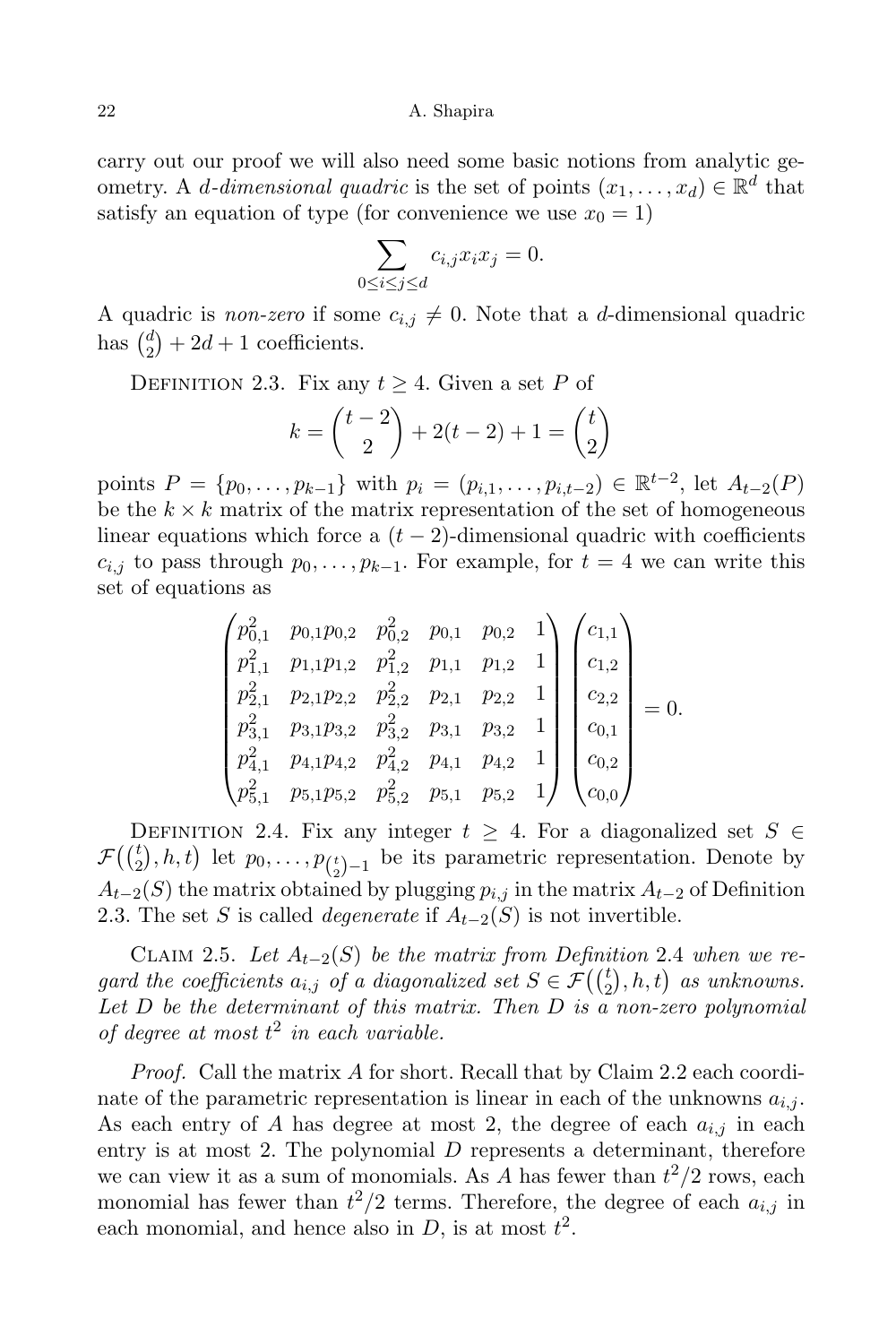carry out our proof we will also need some basic notions from analytic geometry. A *d-dimensional quadric* is the set of points $(x_1,\dots,x_d)\in\mathbb{R}^d$ that satisfy an equation of type (for convenience we use $x_0=1$)

$$\sum_{0\le i\le j\le d} c_{i,j}x_ix_j=0.$$

A quadric is *non-zero* if some $c_{i,j}\neq 0$. Note that a $d$-dimensional quadric has $\binom{d}{2}+2d+1$ coefficients.

Definition 2.3. Fix any $t\ge 4$. Given a set $P$ of

$$k=\binom{t-2}{2}+2(t-2)+1=\binom{t}{2}$$

points $P=\{p_0,\dots,p_{k-1}\}$ with $p_i=(p_{i,1},\dots,p_{i,t-2})\in\mathbb{R}^{t-2}$, let $A_{t-2}(P)$ be the $k\times k$ matrix of the matrix representation of the set of homogeneous linear equations which force a $(t-2)$-dimensional quadric with coefficients $c_{i,j}$ to pass through $p_0,\dots,p_{k-1}$. For example, for $t=4$ we can write this set of equations as

$$\begin{pmatrix}
p_{0,1}^2 & p_{0,1}p_{0,2} & p_{0,2}^2 & p_{0,1} & p_{0,2} & 1\\
p_{1,1}^2 & p_{1,1}p_{1,2} & p_{1,2}^2 & p_{1,1} & p_{1,2} & 1\\
p_{2,1}^2 & p_{2,1}p_{2,2} & p_{2,2}^2 & p_{2,1} & p_{2,2} & 1\\
p_{3,1}^2 & p_{3,1}p_{3,2} & p_{3,2}^2 & p_{3,1} & p_{3,2} & 1\\
p_{4,1}^2 & p_{4,1}p_{4,2} & p_{4,2}^2 & p_{4,1} & p_{4,2} & 1\\
p_{5,1}^2 & p_{5,1}p_{5,2} & p_{5,2}^2 & p_{5,1} & p_{5,2} & 1
\end{pmatrix}
\begin{pmatrix}
c_{1,1}\\ c_{1,2}\\ c_{2,2}\\ c_{0,1}\\ c_{0,2}\\ c_{0,0}
\end{pmatrix}=0.$$

Definition 2.4. Fix any integer $t\ge 4$. For a diagonalized set $S\in\mathcal{F}\big(\binom{t}{2},h,t\big)$ let $p_0,\dots,p_{\binom{t}{2}-1}$ be its parametric representation. Denote by $A_{t-2}(S)$ the matrix obtained by plugging $p_{i,j}$ in the matrix $A_{t-2}$ of Definition 2.3. The set $S$ is called *degenerate* if $A_{t-2}(S)$ is not invertible.

Claim 2.5. *Let $A_{t-2}(S)$ be the matrix from Definition 2.4 when we regard the coefficients $a_{i,j}$ of a diagonalized set $S\in\mathcal{F}\big(\binom{t}{2},h,t\big)$ as unknowns. Let $D$ be the determinant of this matrix. Then $D$ is a non-zero polynomial of degree at most $t^2$ in each variable.*

*Proof.* Call the matrix $A$ for short. Recall that by Claim 2.2 each coordinate of the parametric representation is linear in each of the unknowns $a_{i,j}$. As each entry of $A$ has degree at most 2, the degree of each $a_{i,j}$ in each entry is at most 2. The polynomial $D$ represents a determinant, therefore we can view it as a sum of monomials. As $A$ has fewer than $t^2/2$ rows, each monomial has fewer than $t^2/2$ terms. Therefore, the degree of each $a_{i,j}$ in each monomial, and hence also in $D$, is at most $t^2$.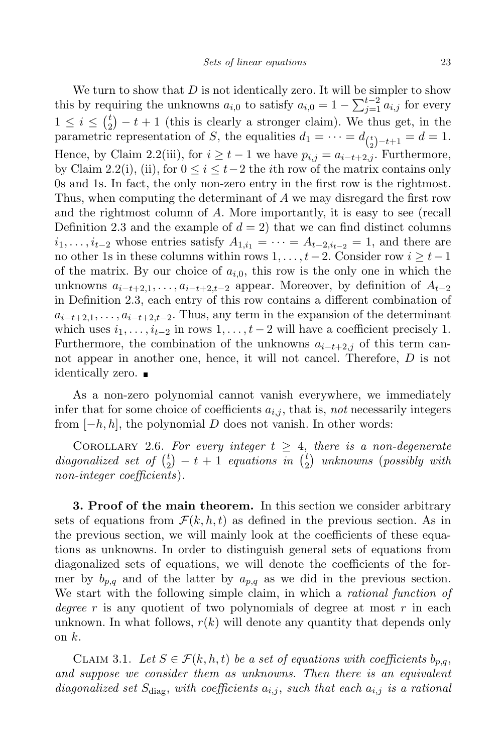We turn to show that $D$ is not identically zero. It will be simpler to show this by requiring the unknowns $a_{i,0}$ to satisfy $a_{i,0} = 1 - \sum_{j=1}^{t-2} a_{i,j}$ for every $1 \le i \le \binom{t}{2} - t + 1$ (this is clearly a stronger claim). We thus get, in the parametric representation of $S$, the equalities $d_1 = \cdots = d_{\binom{t}{2}-t+1} = d = 1$. Hence, by Claim 2.2(iii), for $i \ge t-1$ we have $p_{i,j} = a_{i-t+2,j}$. Furthermore, by Claim 2.2(i), (ii), for $0 \le i \le t-2$ the $i$th row of the matrix contains only 0s and 1s. In fact, the only non-zero entry in the first row is the rightmost. Thus, when computing the determinant of $A$ we may disregard the first row and the rightmost column of $A$. More importantly, it is easy to see (recall Definition 2.3 and the example of $d = 2$) that we can find distinct columns $i_1, \ldots, i_{t-2}$ whose entries satisfy $A_{1,i_1} = \cdots = A_{t-2,i_{t-2}} = 1$, and there are no other 1s in these columns within rows $1, \ldots, t-2$. Consider row $i \ge t-1$ of the matrix. By our choice of $a_{i,0}$, this row is the only one in which the unknowns $a_{i-t+2,1}, \ldots, a_{i-t+2,t-2}$ appear. Moreover, by definition of $A_{t-2}$ in Definition 2.3, each entry of this row contains a different combination of $a_{i-t+2,1}, \ldots, a_{i-t+2,t-2}$. Thus, any term in the expansion of the determinant which uses $i_1, \ldots, i_{t-2}$ in rows $1, \ldots, t-2$ will have a coefficient precisely 1. Furthermore, the combination of the unknowns $a_{i-t+2,j}$ of this term cannot appear in another one, hence, it will not cancel. Therefore, $D$ is not identically zero. ∎

As a non-zero polynomial cannot vanish everywhere, we immediately infer that for some choice of coefficients $a_{i,j}$, that is, *not* necessarily integers from $[-h, h]$, the polynomial $D$ does not vanish. In other words:

Corollary 2.6. *For every integer $t \ge 4$, there is a non-degenerate diagonalized set of $\binom{t}{2} - t + 1$ equations in $\binom{t}{2}$ unknowns (possibly with non-integer coefficients).*

**3. Proof of the main theorem.** In this section we consider arbitrary sets of equations from $\mathcal{F}(k, h, t)$ as defined in the previous section. As in the previous section, we will mainly look at the coefficients of these equations as unknowns. In order to distinguish general sets of equations from diagonalized sets of equations, we will denote the coefficients of the former by $b_{p,q}$ and of the latter by $a_{p,q}$ as we did in the previous section. We start with the following simple claim, in which a *rational function of degree $r$* is any quotient of two polynomials of degree at most $r$ in each unknown. In what follows, $r(k)$ will denote any quantity that depends only on $k$.

Claim 3.1. *Let $S \in \mathcal{F}(k, h, t)$ be a set of equations with coefficients $b_{p,q}$, and suppose we consider them as unknowns. Then there is an equivalent diagonalized set $S_{\mathrm{diag}}$, with coefficients $a_{i,j}$, such that each $a_{i,j}$ is a rational*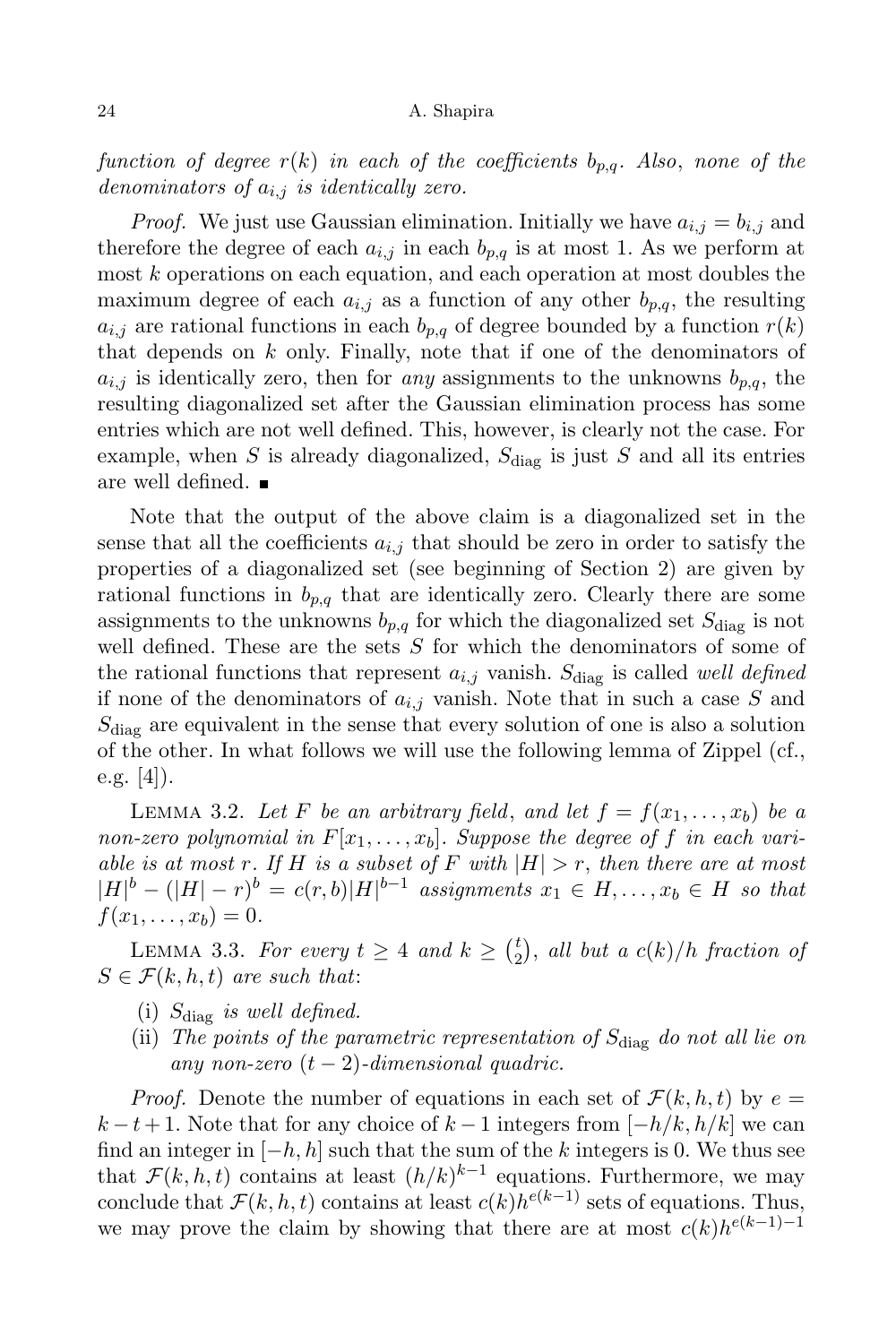*function of degree $r(k)$ in each of the coefficients $b_{p,q}$. Also, none of the denominators of $a_{i,j}$ is identically zero.*

*Proof.* We just use Gaussian elimination. Initially we have $a_{i,j} = b_{i,j}$ and therefore the degree of each $a_{i,j}$ in each $b_{p,q}$ is at most 1. As we perform at most $k$ operations on each equation, and each operation at most doubles the maximum degree of each $a_{i,j}$ as a function of any other $b_{p,q}$, the resulting $a_{i,j}$ are rational functions in each $b_{p,q}$ of degree bounded by a function $r(k)$ that depends on $k$ only. Finally, note that if one of the denominators of $a_{i,j}$ is identically zero, then for *any* assignments to the unknowns $b_{p,q}$, the resulting diagonalized set after the Gaussian elimination process has some entries which are not well defined. This, however, is clearly not the case. For example, when $S$ is already diagonalized, $S_{\text{diag}}$ is just $S$ and all its entries are well defined. ■

Note that the output of the above claim is a diagonalized set in the sense that all the coefficients $a_{i,j}$ that should be zero in order to satisfy the properties of a diagonalized set (see beginning of Section 2) are given by rational functions in $b_{p,q}$ that are identically zero. Clearly there are some assignments to the unknowns $b_{p,q}$ for which the diagonalized set $S_{\text{diag}}$ is not well defined. These are the sets $S$ for which the denominators of some of the rational functions that represent $a_{i,j}$ vanish. $S_{\text{diag}}$ is called *well defined* if none of the denominators of $a_{i,j}$ vanish. Note that in such a case $S$ and $S_{\text{diag}}$ are equivalent in the sense that every solution of one is also a solution of the other. In what follows we will use the following lemma of Zippel (cf., e.g. [4]).

Lemma 3.2. *Let $F$ be an arbitrary field, and let $f = f(x_1, \ldots, x_b)$ be a non-zero polynomial in $F[x_1, \ldots, x_b]$. Suppose the degree of $f$ in each variable is at most $r$. If $H$ is a subset of $F$ with $|H| > r$, then there are at most $|H|^b - (|H| - r)^b = c(r, b)|H|^{b-1}$ assignments $x_1 \in H, \ldots, x_b \in H$ so that $f(x_1, \ldots, x_b) = 0$.*

Lemma 3.3. *For every $t \geq 4$ and $k \geq \binom{t}{2}$, all but a $c(k)/h$ fraction of $S \in \mathcal{F}(k, h, t)$ are such that:*

- (i) *$S_{\text{diag}}$ is well defined.*
- (ii) *The points of the parametric representation of $S_{\text{diag}}$ do not all lie on any non-zero $(t-2)$-dimensional quadric.*

*Proof.* Denote the number of equations in each set of $\mathcal{F}(k, h, t)$ by $e = k - t + 1$. Note that for any choice of $k - 1$ integers from $[-h/k, h/k]$ we can find an integer in $[-h, h]$ such that the sum of the $k$ integers is 0. We thus see that $\mathcal{F}(k, h, t)$ contains at least $(h/k)^{k-1}$ equations. Furthermore, we may conclude that $\mathcal{F}(k, h, t)$ contains at least $c(k)h^{e(k-1)}$ sets of equations. Thus, we may prove the claim by showing that there are at most $c(k)h^{e(k-1)-1}$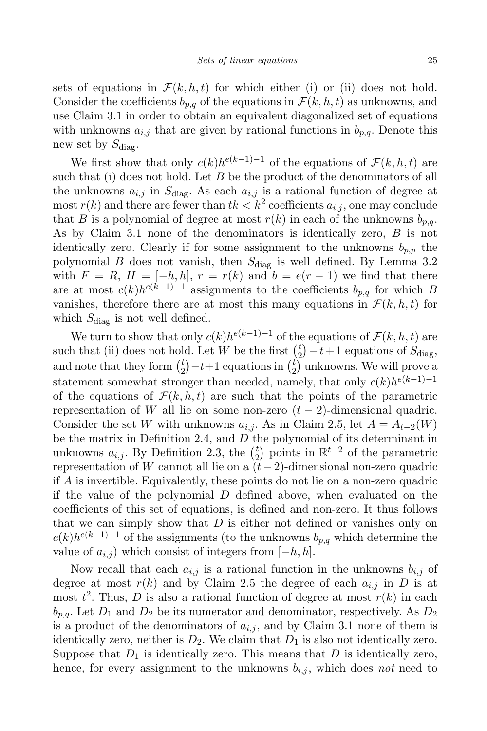sets of equations in $\mathcal{F}(k,h,t)$ for which either (i) or (ii) does not hold. Consider the coefficients $b_{p,q}$ of the equations in $\mathcal{F}(k,h,t)$ as unknowns, and use Claim 3.1 in order to obtain an equivalent diagonalized set of equations with unknowns $a_{i,j}$ that are given by rational functions in $b_{p,q}$. Denote this new set by $S_{\text{diag}}$.

We first show that only $c(k)h^{e(k-1)-1}$ of the equations of $\mathcal{F}(k,h,t)$ are such that (i) does not hold. Let $B$ be the product of the denominators of all the unknowns $a_{i,j}$ in $S_{\text{diag}}$. As each $a_{i,j}$ is a rational function of degree at most $r(k)$ and there are fewer than $tk < k^2$ coefficients $a_{i,j}$, one may conclude that $B$ is a polynomial of degree at most $r(k)$ in each of the unknowns $b_{p,q}$. As by Claim 3.1 none of the denominators is identically zero, $B$ is not identically zero. Clearly if for some assignment to the unknowns $b_{p,p}$ the polynomial $B$ does not vanish, then $S_{\text{diag}}$ is well defined. By Lemma 3.2 with $F = R$, $H = [-h,h]$, $r = r(k)$ and $b = e(r-1)$ we find that there are at most $c(k)h^{e(k-1)-1}$ assignments to the coefficients $b_{p,q}$ for which $B$ vanishes, therefore there are at most this many equations in $\mathcal{F}(k,h,t)$ for which $S_{\text{diag}}$ is not well defined.

We turn to show that only $c(k)h^{e(k-1)-1}$ of the equations of $\mathcal{F}(k,h,t)$ are such that (ii) does not hold. Let $W$ be the first $\binom{t}{2}-t+1$ equations of $S_{\text{diag}}$, and note that they form $\binom{t}{2}-t+1$ equations in $\binom{t}{2}$ unknowns. We will prove a statement somewhat stronger than needed, namely, that only $c(k)h^{e(k-1)-1}$ of the equations of $\mathcal{F}(k,h,t)$ are such that the points of the parametric representation of $W$ all lie on some non-zero $(t-2)$-dimensional quadric. Consider the set $W$ with unknowns $a_{i,j}$. As in Claim 2.5, let $A = A_{t-2}(W)$ be the matrix in Definition 2.4, and $D$ the polynomial of its determinant in unknowns $a_{i,j}$. By Definition 2.3, the $\binom{t}{2}$ points in $\mathbb{R}^{t-2}$ of the parametric representation of $W$ cannot all lie on a $(t-2)$-dimensional non-zero quadric if $A$ is invertible. Equivalently, these points do not lie on a non-zero quadric if the value of the polynomial $D$ defined above, when evaluated on the coefficients of this set of equations, is defined and non-zero. It thus follows that we can simply show that $D$ is either not defined or vanishes only on $c(k)h^{e(k-1)-1}$ of the assignments (to the unknowns $b_{p,q}$ which determine the value of $a_{i,j}$) which consist of integers from $[-h,h]$.

Now recall that each $a_{i,j}$ is a rational function in the unknowns $b_{i,j}$ of degree at most $r(k)$ and by Claim 2.5 the degree of each $a_{i,j}$ in $D$ is at most $t^2$. Thus, $D$ is also a rational function of degree at most $r(k)$ in each $b_{p,q}$. Let $D_1$ and $D_2$ be its numerator and denominator, respectively. As $D_2$ is a product of the denominators of $a_{i,j}$, and by Claim 3.1 none of them is identically zero, neither is $D_2$. We claim that $D_1$ is also not identically zero. Suppose that $D_1$ is identically zero. This means that $D$ is identically zero, hence, for every assignment to the unknowns $b_{i,j}$, which does *not* need to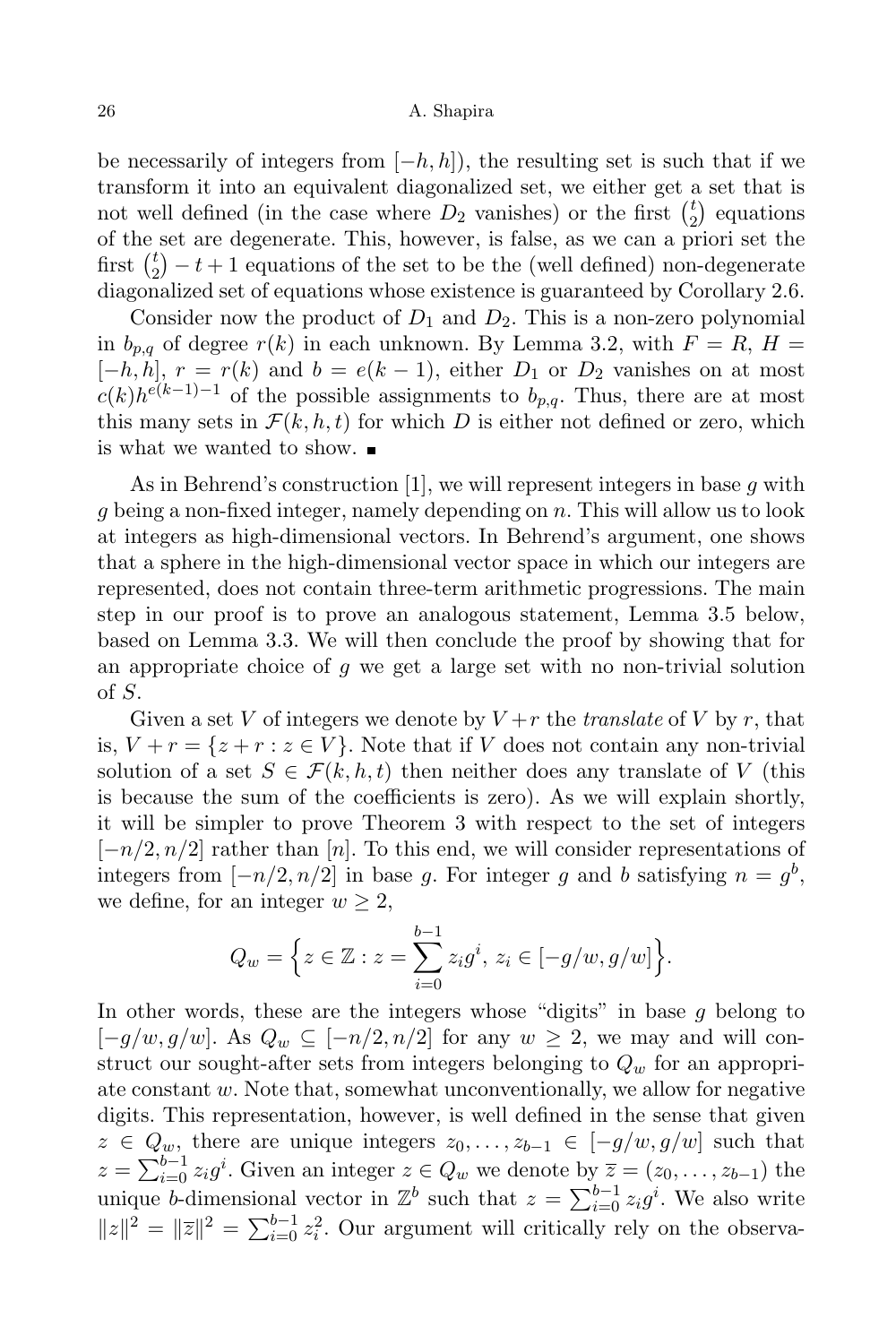be necessarily of integers from $[-h, h]$), the resulting set is such that if we transform it into an equivalent diagonalized set, we either get a set that is not well defined (in the case where $D_2$ vanishes) or the first $\binom{t}{2}$ equations of the set are degenerate. This, however, is false, as we can a priori set the first $\binom{t}{2} - t + 1$ equations of the set to be the (well defined) non-degenerate diagonalized set of equations whose existence is guaranteed by Corollary 2.6.

Consider now the product of $D_1$ and $D_2$. This is a non-zero polynomial in $b_{p,q}$ of degree $r(k)$ in each unknown. By Lemma 3.2, with $F = R$, $H = [-h, h]$, $r = r(k)$ and $b = e(k-1)$, either $D_1$ or $D_2$ vanishes on at most $c(k)h^{e(k-1)-1}$ of the possible assignments to $b_{p,q}$. Thus, there are at most this many sets in $\mathcal{F}(k, h, t)$ for which $D$ is either not defined or zero, which is what we wanted to show. ∎

As in Behrend's construction [1], we will represent integers in base $g$ with $g$ being a non-fixed integer, namely depending on $n$. This will allow us to look at integers as high-dimensional vectors. In Behrend's argument, one shows that a sphere in the high-dimensional vector space in which our integers are represented, does not contain three-term arithmetic progressions. The main step in our proof is to prove an analogous statement, Lemma 3.5 below, based on Lemma 3.3. We will then conclude the proof by showing that for an appropriate choice of $g$ we get a large set with no non-trivial solution of $S$.

Given a set $V$ of integers we denote by $V + r$ the *translate* of $V$ by $r$, that is, $V + r = \{z + r : z \in V\}$. Note that if $V$ does not contain any non-trivial solution of a set $S \in \mathcal{F}(k, h, t)$ then neither does any translate of $V$ (this is because the sum of the coefficients is zero). As we will explain shortly, it will be simpler to prove Theorem 3 with respect to the set of integers $[-n/2, n/2]$ rather than $[n]$. To this end, we will consider representations of integers from $[-n/2, n/2]$ in base $g$. For integer $g$ and $b$ satisfying $n = g^b$, we define, for an integer $w \geq 2$,

$$Q_w = \Big\{ z \in \mathbb{Z} : z = \sum_{i=0}^{b-1} z_i g^i,\ z_i \in [-g/w, g/w] \Big\}.$$

In other words, these are the integers whose "digits" in base $g$ belong to $[-g/w, g/w]$. As $Q_w \subseteq [-n/2, n/2]$ for any $w \geq 2$, we may and will construct our sought-after sets from integers belonging to $Q_w$ for an appropriate constant $w$. Note that, somewhat unconventionally, we allow for negative digits. This representation, however, is well defined in the sense that given $z \in Q_w$, there are unique integers $z_0, \ldots, z_{b-1} \in [-g/w, g/w]$ such that $z = \sum_{i=0}^{b-1} z_i g^i$. Given an integer $z \in Q_w$ we denote by $\overline{z} = (z_0, \ldots, z_{b-1})$ the unique $b$-dimensional vector in $\mathbb{Z}^b$ such that $z = \sum_{i=0}^{b-1} z_i g^i$. We also write $\|z\|^2 = \|\overline{z}\|^2 = \sum_{i=0}^{b-1} z_i^2$. Our argument will critically rely on the observa-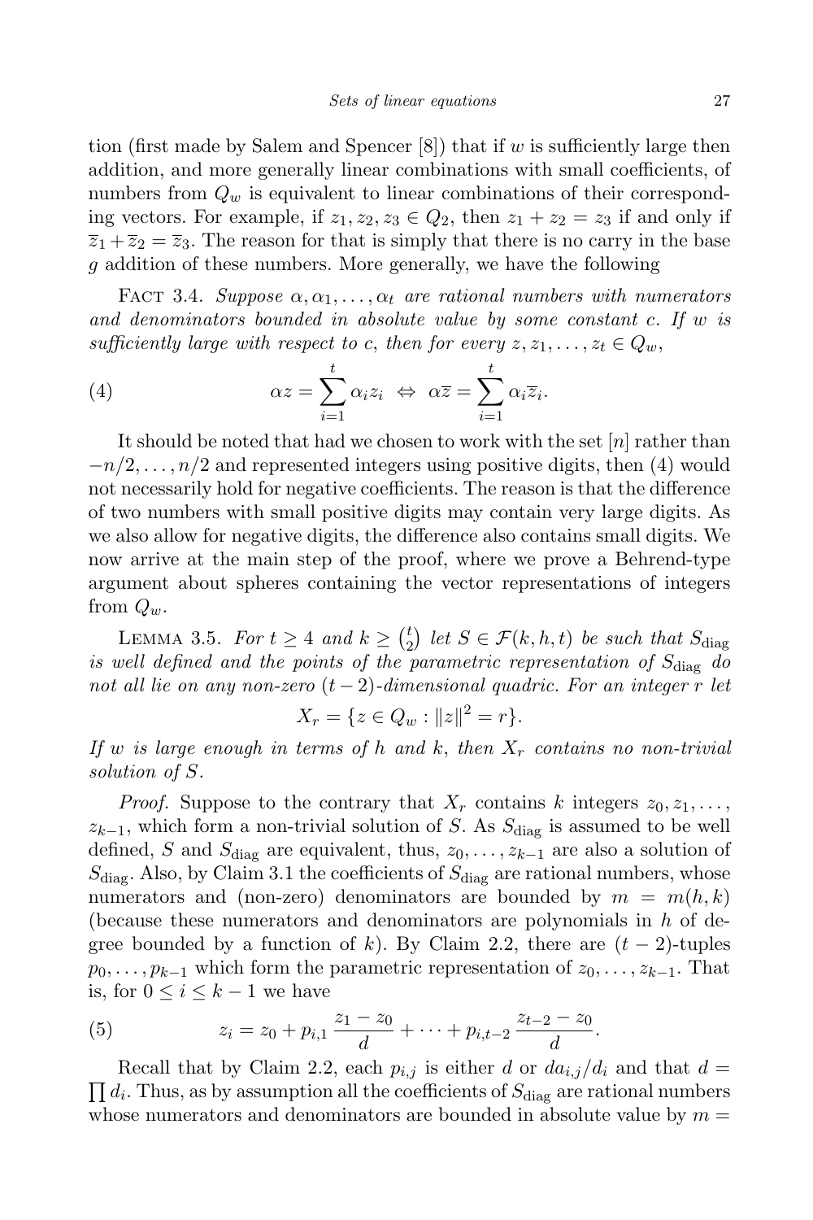tion (first made by Salem and Spencer [8]) that if $w$ is sufficiently large then addition, and more generally linear combinations with small coefficients, of numbers from $Q_w$ is equivalent to linear combinations of their corresponding vectors. For example, if $z_1, z_2, z_3 \in Q_2$, then $z_1 + z_2 = z_3$ if and only if $\overline{z}_1 + \overline{z}_2 = \overline{z}_3$. The reason for that is simply that there is no carry in the base $g$ addition of these numbers. More generally, we have the following

FACT 3.4. *Suppose $\alpha, \alpha_1, \ldots, \alpha_t$ are rational numbers with numerators and denominators bounded in absolute value by some constant $c$. If $w$ is sufficiently large with respect to $c$, then for every $z, z_1, \ldots, z_t \in Q_w$,*

$$\alpha z = \sum_{i=1}^{t} \alpha_i z_i \;\Leftrightarrow\; \alpha \overline{z} = \sum_{i=1}^{t} \alpha_i \overline{z}_i. \tag{4}$$

It should be noted that had we chosen to work with the set $[n]$ rather than $-n/2, \ldots, n/2$ and represented integers using positive digits, then (4) would not necessarily hold for negative coefficients. The reason is that the difference of two numbers with small positive digits may contain very large digits. As we also allow for negative digits, the difference also contains small digits. We now arrive at the main step of the proof, where we prove a Behrend-type argument about spheres containing the vector representations of integers from $Q_w$.

LEMMA 3.5. *For $t \geq 4$ and $k \geq \binom{t}{2}$ let $S \in \mathcal{F}(k, h, t)$ be such that $S_{\mathrm{diag}}$ is well defined and the points of the parametric representation of $S_{\mathrm{diag}}$ do not all lie on any non-zero $(t-2)$-dimensional quadric. For an integer $r$ let*

$$X_r = \{z \in Q_w : \|z\|^2 = r\}.$$

*If $w$ is large enough in terms of $h$ and $k$, then $X_r$ contains no non-trivial solution of $S$.*

*Proof.* Suppose to the contrary that $X_r$ contains $k$ integers $z_0, z_1, \ldots, z_{k-1}$, which form a non-trivial solution of $S$. As $S_{\mathrm{diag}}$ is assumed to be well defined, $S$ and $S_{\mathrm{diag}}$ are equivalent, thus, $z_0, \ldots, z_{k-1}$ are also a solution of $S_{\mathrm{diag}}$. Also, by Claim 3.1 the coefficients of $S_{\mathrm{diag}}$ are rational numbers, whose numerators and (non-zero) denominators are bounded by $m = m(h, k)$ (because these numerators and denominators are polynomials in $h$ of degree bounded by a function of $k$). By Claim 2.2, there are $(t-2)$-tuples $p_0, \ldots, p_{k-1}$ which form the parametric representation of $z_0, \ldots, z_{k-1}$. That is, for $0 \leq i \leq k-1$ we have

$$z_i = z_0 + p_{i,1}\,\frac{z_1 - z_0}{d} + \cdots + p_{i,t-2}\,\frac{z_{t-2} - z_0}{d}. \tag{5}$$

Recall that by Claim 2.2, each $p_{i,j}$ is either $d$ or $da_{i,j}/d_i$ and that $d = \prod d_i$. Thus, as by assumption all the coefficients of $S_{\mathrm{diag}}$ are rational numbers whose numerators and denominators are bounded in absolute value by $m =$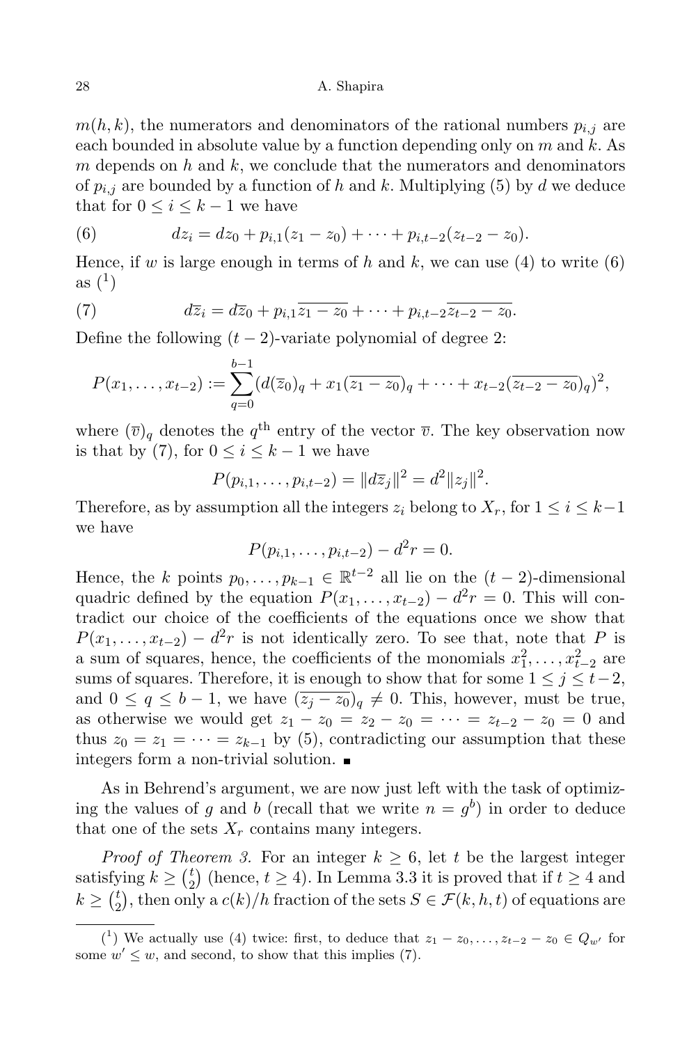$m(h,k)$, the numerators and denominators of the rational numbers $p_{i,j}$ are each bounded in absolute value by a function depending only on $m$ and $k$. As $m$ depends on $h$ and $k$, we conclude that the numerators and denominators of $p_{i,j}$ are bounded by a function of $h$ and $k$. Multiplying (5) by $d$ we deduce that for $0 \le i \le k-1$ we have

$$dz_i = dz_0 + p_{i,1}(z_1 - z_0) + \cdots + p_{i,t-2}(z_{t-2} - z_0). \tag{6}$$

Hence, if $w$ is large enough in terms of $h$ and $k$, we can use (4) to write (6) as [1]

$$d\overline{z}_i = d\overline{z}_0 + p_{i,1}\overline{z_1 - z_0} + \cdots + p_{i,t-2}\overline{z_{t-2} - z_0}. \tag{7}$$

Define the following $(t-2)$-variate polynomial of degree 2:

$$P(x_1, \ldots, x_{t-2}) := \sum_{q=0}^{b-1} (d(\overline{z}_0)_q + x_1(\overline{z_1 - z_0})_q + \cdots + x_{t-2}(\overline{z_{t-2} - z_0})_q)^2,$$

where $(\overline{v})_q$ denotes the $q^{\text{th}}$ entry of the vector $\overline{v}$. The key observation now is that by (7), for $0 \le i \le k-1$ we have

$$P(p_{i,1}, \ldots, p_{i,t-2}) = \|d\overline{z}_j\|^2 = d^2\|z_j\|^2.$$

Therefore, as by assumption all the integers $z_i$ belong to $X_r$, for $1 \le i \le k-1$ we have

$$P(p_{i,1}, \ldots, p_{i,t-2}) - d^2 r = 0.$$

Hence, the $k$ points $p_0, \ldots, p_{k-1} \in \mathbb{R}^{t-2}$ all lie on the $(t-2)$-dimensional quadric defined by the equation $P(x_1, \ldots, x_{t-2}) - d^2 r = 0$. This will contradict our choice of the coefficients of the equations once we show that $P(x_1, \ldots, x_{t-2}) - d^2 r$ is not identically zero. To see that, note that $P$ is a sum of squares, hence, the coefficients of the monomials $x_1^2, \ldots, x_{t-2}^2$ are sums of squares. Therefore, it is enough to show that for some $1 \le j \le t-2$, and $0 \le q \le b-1$, we have $(\overline{z_j - z_0})_q \ne 0$. This, however, must be true, as otherwise we would get $z_1 - z_0 = z_2 - z_0 = \cdots = z_{t-2} - z_0 = 0$ and thus $z_0 = z_1 = \cdots = z_{k-1}$ by (5), contradicting our assumption that these integers form a non-trivial solution. ∎

As in Behrend's argument, we are now just left with the task of optimizing the values of $g$ and $b$ (recall that we write $n = g^b$) in order to deduce that one of the sets $X_r$ contains many integers.

*Proof of Theorem 3.* For an integer $k \ge 6$, let $t$ be the largest integer satisfying $k \ge \binom{t}{2}$ (hence, $t \ge 4$). In Lemma 3.3 it is proved that if $t \ge 4$ and $k \ge \binom{t}{2}$, then only a $c(k)/h$ fraction of the sets $S \in \mathcal{F}(k,h,t)$ of equations are

[1] We actually use (4) twice: first, to deduce that $z_1 - z_0, \ldots, z_{t-2} - z_0 \in Q_{w'}$ for some $w' \le w$, and second, to show that this implies (7).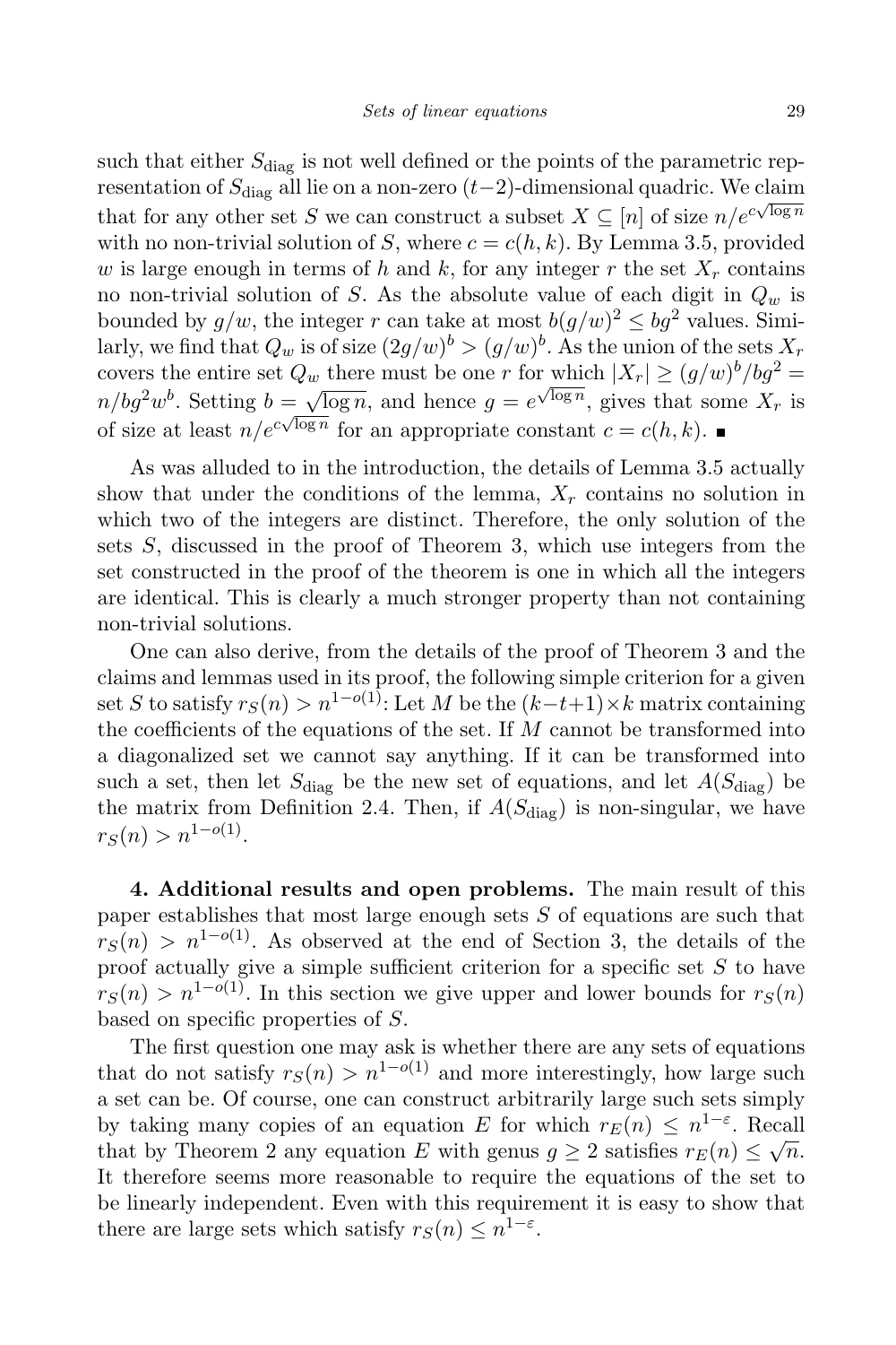such that either $S_{\rm diag}$ is not well defined or the points of the parametric representation of $S_{\rm diag}$ all lie on a non-zero $(t-2)$-dimensional quadric. We claim that for any other set $S$ we can construct a subset $X \subseteq [n]$ of size $n/e^{c\sqrt{\log n}}$ with no non-trivial solution of $S$, where $c = c(h,k)$. By Lemma 3.5, provided $w$ is large enough in terms of $h$ and $k$, for any integer $r$ the set $X_r$ contains no non-trivial solution of $S$. As the absolute value of each digit in $Q_w$ is bounded by $g/w$, the integer $r$ can take at most $b(g/w)^2 \le bg^2$ values. Similarly, we find that $Q_w$ is of size $(2g/w)^b > (g/w)^b$. As the union of the sets $X_r$ covers the entire set $Q_w$ there must be one $r$ for which $|X_r| \ge (g/w)^b/bg^2 = n/bg^2w^b$. Setting $b = \sqrt{\log n}$, and hence $g = e^{\sqrt{\log n}}$, gives that some $X_r$ is of size at least $n/e^{c\sqrt{\log n}}$ for an appropriate constant $c = c(h,k)$. ■

As was alluded to in the introduction, the details of Lemma 3.5 actually show that under the conditions of the lemma, $X_r$ contains no solution in which two of the integers are distinct. Therefore, the only solution of the sets $S$, discussed in the proof of Theorem 3, which use integers from the set constructed in the proof of the theorem is one in which all the integers are identical. This is clearly a much stronger property than not containing non-trivial solutions.

One can also derive, from the details of the proof of Theorem 3 and the claims and lemmas used in its proof, the following simple criterion for a given set $S$ to satisfy $r_S(n) > n^{1-o(1)}$: Let $M$ be the $(k-t+1)\times k$ matrix containing the coefficients of the equations of the set. If $M$ cannot be transformed into a diagonalized set we cannot say anything. If it can be transformed into such a set, then let $S_{\rm diag}$ be the new set of equations, and let $A(S_{\rm diag})$ be the matrix from Definition 2.4. Then, if $A(S_{\rm diag})$ is non-singular, we have $r_S(n) > n^{1-o(1)}$.

**4. Additional results and open problems.** The main result of this paper establishes that most large enough sets $S$ of equations are such that $r_S(n) > n^{1-o(1)}$. As observed at the end of Section 3, the details of the proof actually give a simple sufficient criterion for a specific set $S$ to have $r_S(n) > n^{1-o(1)}$. In this section we give upper and lower bounds for $r_S(n)$ based on specific properties of $S$.

The first question one may ask is whether there are any sets of equations that do not satisfy $r_S(n) > n^{1-o(1)}$ and more interestingly, how large such a set can be. Of course, one can construct arbitrarily large such sets simply by taking many copies of an equation $E$ for which $r_E(n) \le n^{1-\varepsilon}$. Recall that by Theorem 2 any equation $E$ with genus $g \ge 2$ satisfies $r_E(n) \le \sqrt{n}$. It therefore seems more reasonable to require the equations of the set to be linearly independent. Even with this requirement it is easy to show that there are large sets which satisfy $r_S(n) \le n^{1-\varepsilon}$.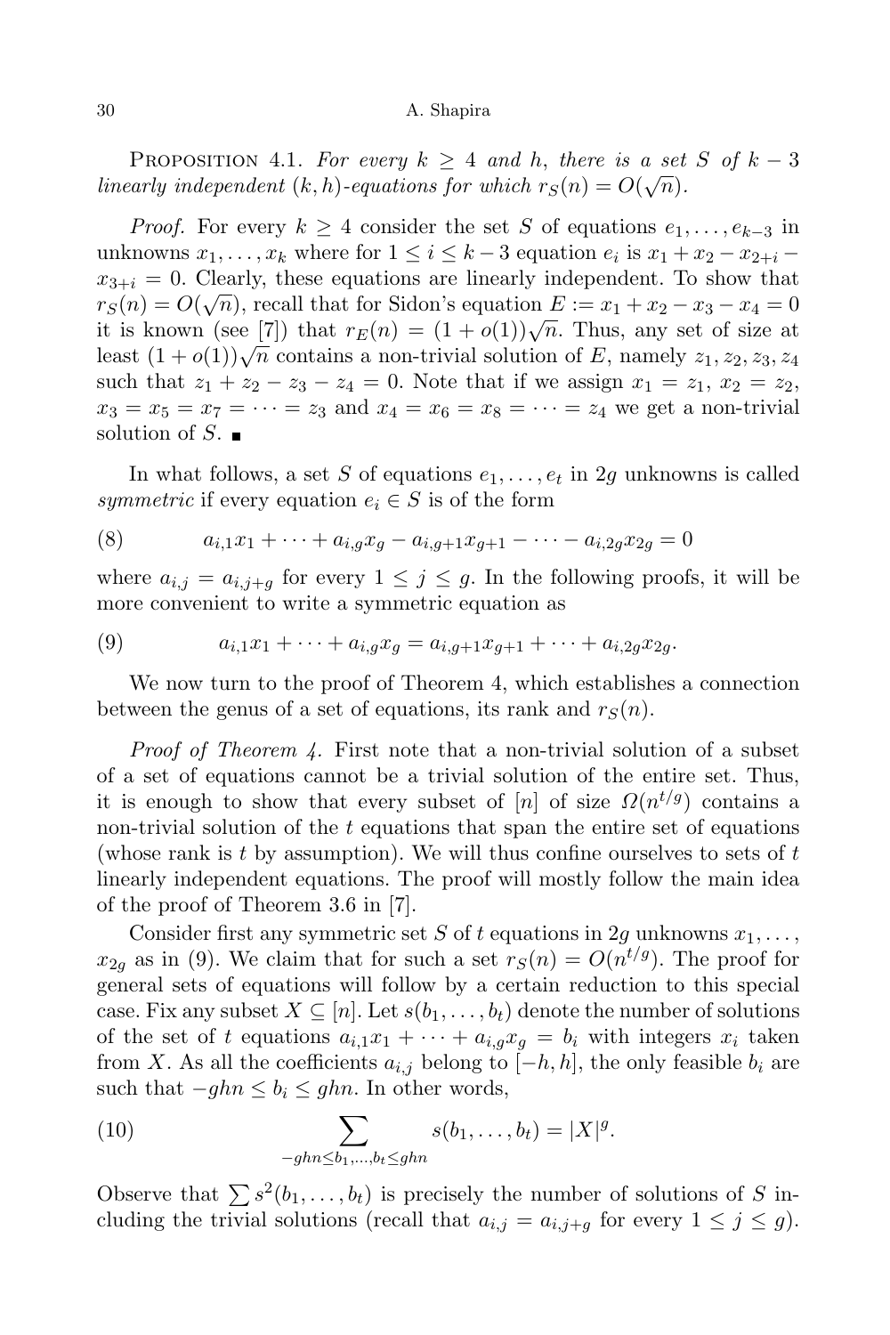Proposition 4.1. *For every $k \geq 4$ and $h$, there is a set $S$ of $k-3$ linearly independent $(k,h)$-equations for which $r_S(n) = O(\sqrt{n})$.*

*Proof.* For every $k \geq 4$ consider the set $S$ of equations $e_1, \ldots, e_{k-3}$ in unknowns $x_1, \ldots, x_k$ where for $1 \leq i \leq k-3$ equation $e_i$ is $x_1 + x_2 - x_{2+i} - x_{3+i} = 0$. Clearly, these equations are linearly independent. To show that $r_S(n) = O(\sqrt{n})$, recall that for Sidon's equation $E := x_1 + x_2 - x_3 - x_4 = 0$ it is known (see [7]) that $r_E(n) = (1+o(1))\sqrt{n}$. Thus, any set of size at least $(1+o(1))\sqrt{n}$ contains a non-trivial solution of $E$, namely $z_1, z_2, z_3, z_4$ such that $z_1 + z_2 - z_3 - z_4 = 0$. Note that if we assign $x_1 = z_1$, $x_2 = z_2$, $x_3 = x_5 = x_7 = \cdots = z_3$ and $x_4 = x_6 = x_8 = \cdots = z_4$ we get a non-trivial solution of $S$. ∎

In what follows, a set $S$ of equations $e_1, \ldots, e_t$ in $2g$ unknowns is called *symmetric* if every equation $e_i \in S$ is of the form

$$a_{i,1}x_1 + \cdots + a_{i,g}x_g - a_{i,g+1}x_{g+1} - \cdots - a_{i,2g}x_{2g} = 0 \tag{8}$$

where $a_{i,j} = a_{i,j+g}$ for every $1 \leq j \leq g$. In the following proofs, it will be more convenient to write a symmetric equation as

$$a_{i,1}x_1 + \cdots + a_{i,g}x_g = a_{i,g+1}x_{g+1} + \cdots + a_{i,2g}x_{2g}. \tag{9}$$

We now turn to the proof of Theorem 4, which establishes a connection between the genus of a set of equations, its rank and $r_S(n)$.

*Proof of Theorem 4.* First note that a non-trivial solution of a subset of a set of equations cannot be a trivial solution of the entire set. Thus, it is enough to show that every subset of $[n]$ of size $\Omega(n^{t/g})$ contains a non-trivial solution of the $t$ equations that span the entire set of equations (whose rank is $t$ by assumption). We will thus confine ourselves to sets of $t$ linearly independent equations. The proof will mostly follow the main idea of the proof of Theorem 3.6 in [7].

Consider first any symmetric set $S$ of $t$ equations in $2g$ unknowns $x_1, \ldots, x_{2g}$ as in (9). We claim that for such a set $r_S(n) = O(n^{t/g})$. The proof for general sets of equations will follow by a certain reduction to this special case. Fix any subset $X \subseteq [n]$. Let $s(b_1, \ldots, b_t)$ denote the number of solutions of the set of $t$ equations $a_{i,1}x_1 + \cdots + a_{i,g}x_g = b_i$ with integers $x_i$ taken from $X$. As all the coefficients $a_{i,j}$ belong to $[-h, h]$, the only feasible $b_i$ are such that $-ghn \leq b_i \leq ghn$. In other words,

$$\sum_{-ghn \leq b_1, \ldots, b_t \leq ghn} s(b_1, \ldots, b_t) = |X|^g. \tag{10}$$

Observe that $\sum s^2(b_1, \ldots, b_t)$ is precisely the number of solutions of $S$ including the trivial solutions (recall that $a_{i,j} = a_{i,j+g}$ for every $1 \leq j \leq g$).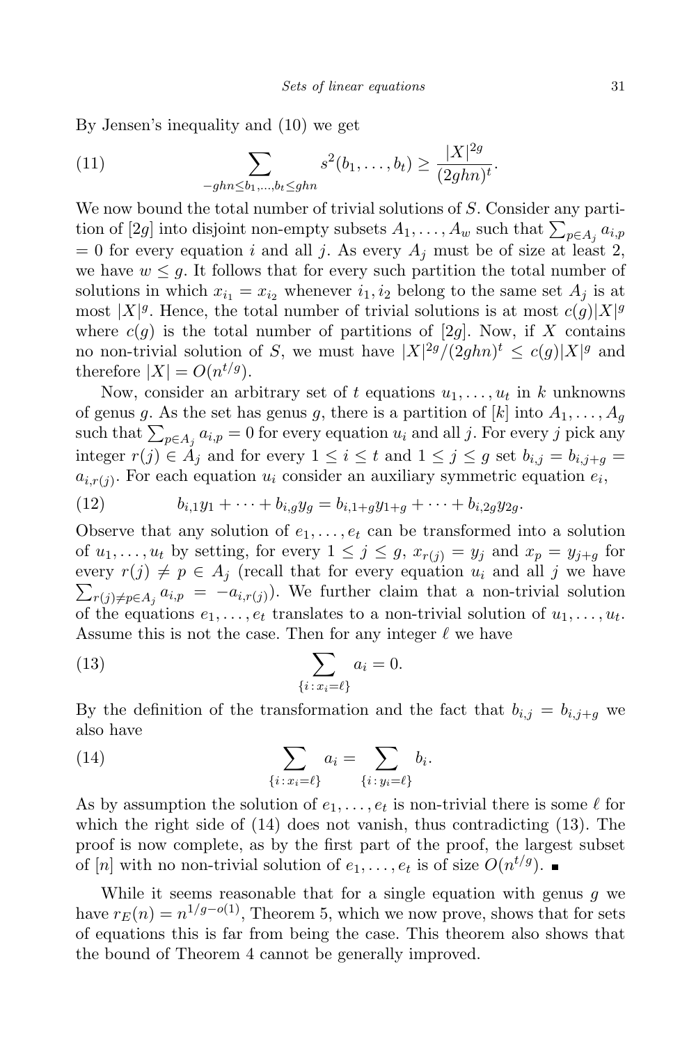By Jensen's inequality and (10) we get

$$\sum_{-ghn \le b_1,\dots,b_t \le ghn} s^2(b_1,\dots,b_t) \ge \frac{|X|^{2g}}{(2ghn)^t}. \tag{11}$$

We now bound the total number of trivial solutions of $S$. Consider any partition of $[2g]$ into disjoint non-empty subsets $A_1,\dots,A_w$ such that $\sum_{p\in A_j} a_{i,p} = 0$ for every equation $i$ and all $j$. As every $A_j$ must be of size at least 2, we have $w \le g$. It follows that for every such partition the total number of solutions in which $x_{i_1} = x_{i_2}$ whenever $i_1, i_2$ belong to the same set $A_j$ is at most $|X|^g$. Hence, the total number of trivial solutions is at most $c(g)|X|^g$ where $c(g)$ is the total number of partitions of $[2g]$. Now, if $X$ contains no non-trivial solution of $S$, we must have $|X|^{2g}/(2ghn)^t \le c(g)|X|^g$ and therefore $|X| = O(n^{t/g})$.

Now, consider an arbitrary set of $t$ equations $u_1,\dots,u_t$ in $k$ unknowns of genus $g$. As the set has genus $g$, there is a partition of $[k]$ into $A_1,\dots,A_g$ such that $\sum_{p\in A_j} a_{i,p} = 0$ for every equation $u_i$ and all $j$. For every $j$ pick any integer $r(j) \in A_j$ and for every $1 \le i \le t$ and $1 \le j \le g$ set $b_{i,j} = b_{i,j+g} = a_{i,r(j)}$. For each equation $u_i$ consider an auxiliary symmetric equation $e_i$,

$$b_{i,1}y_1 + \dots + b_{i,g}y_g = b_{i,1+g}y_{1+g} + \dots + b_{i,2g}y_{2g}. \tag{12}$$

Observe that any solution of $e_1,\dots,e_t$ can be transformed into a solution of $u_1,\dots,u_t$ by setting, for every $1 \le j \le g$, $x_{r(j)} = y_j$ and $x_p = y_{j+g}$ for every $r(j) \ne p \in A_j$ (recall that for every equation $u_i$ and all $j$ we have $\sum_{r(j)\ne p\in A_j} a_{i,p} = -a_{i,r(j)}$). We further claim that a non-trivial solution of the equations $e_1,\dots,e_t$ translates to a non-trivial solution of $u_1,\dots,u_t$. Assume this is not the case. Then for any integer $\ell$ we have

$$\sum_{\{i\,:\,x_i=\ell\}} a_i = 0. \tag{13}$$

By the definition of the transformation and the fact that $b_{i,j} = b_{i,j+g}$ we also have

$$\sum_{\{i\,:\,x_i=\ell\}} a_i = \sum_{\{i\,:\,y_i=\ell\}} b_i. \tag{14}$$

As by assumption the solution of $e_1,\dots,e_t$ is non-trivial there is some $\ell$ for which the right side of (14) does not vanish, thus contradicting (13). The proof is now complete, as by the first part of the proof, the largest subset of $[n]$ with no non-trivial solution of $e_1,\dots,e_t$ is of size $O(n^{t/g})$. ∎

While it seems reasonable that for a single equation with genus $g$ we have $r_E(n) = n^{1/g-o(1)}$, Theorem 5, which we now prove, shows that for sets of equations this is far from being the case. This theorem also shows that the bound of Theorem 4 cannot be generally improved.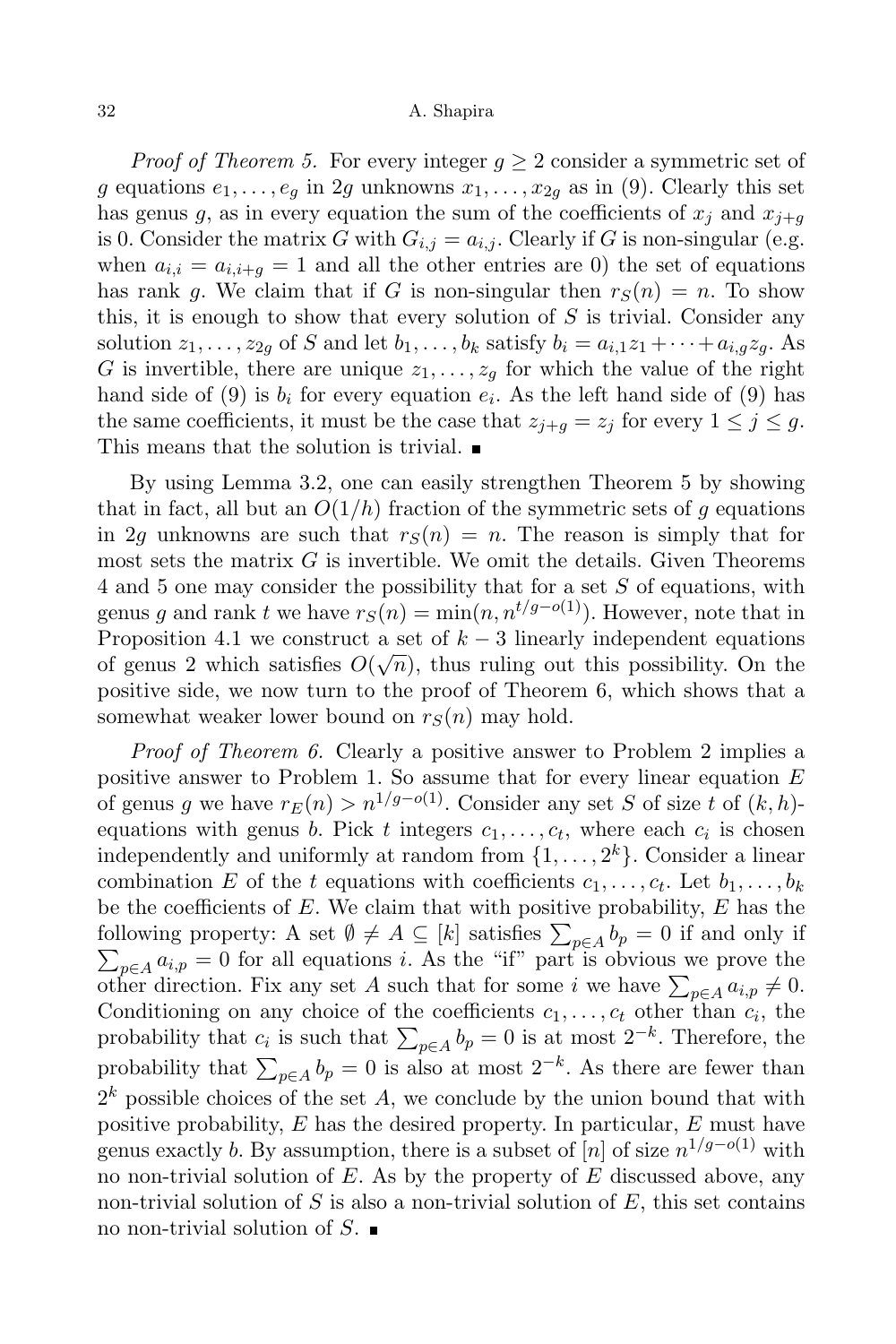*Proof of Theorem 5.* For every integer $g \geq 2$ consider a symmetric set of $g$ equations $e_1, \dots, e_g$ in $2g$ unknowns $x_1, \dots, x_{2g}$ as in (9). Clearly this set has genus $g$, as in every equation the sum of the coefficients of $x_j$ and $x_{j+g}$ is 0. Consider the matrix $G$ with $G_{i,j} = a_{i,j}$. Clearly if $G$ is non-singular (e.g. when $a_{i,i} = a_{i,i+g} = 1$ and all the other entries are 0) the set of equations has rank $g$. We claim that if $G$ is non-singular then $r_S(n) = n$. To show this, it is enough to show that every solution of $S$ is trivial. Consider any solution $z_1, \dots, z_{2g}$ of $S$ and let $b_1, \dots, b_k$ satisfy $b_i = a_{i,1}z_1 + \dots + a_{i,g}z_g$. As $G$ is invertible, there are unique $z_1, \dots, z_g$ for which the value of the right hand side of (9) is $b_i$ for every equation $e_i$. As the left hand side of (9) has the same coefficients, it must be the case that $z_{j+g} = z_j$ for every $1 \leq j \leq g$. This means that the solution is trivial. ∎

By using Lemma 3.2, one can easily strengthen Theorem 5 by showing that in fact, all but an $O(1/h)$ fraction of the symmetric sets of $g$ equations in $2g$ unknowns are such that $r_S(n) = n$. The reason is simply that for most sets the matrix $G$ is invertible. We omit the details. Given Theorems 4 and 5 one may consider the possibility that for a set $S$ of equations, with genus $g$ and rank $t$ we have $r_S(n) = \min(n, n^{t/g - o(1)})$. However, note that in Proposition 4.1 we construct a set of $k-3$ linearly independent equations of genus 2 which satisfies $O(\sqrt{n})$, thus ruling out this possibility. On the positive side, we now turn to the proof of Theorem 6, which shows that a somewhat weaker lower bound on $r_S(n)$ may hold.

*Proof of Theorem 6.* Clearly a positive answer to Problem 2 implies a positive answer to Problem 1. So assume that for every linear equation $E$ of genus $g$ we have $r_E(n) > n^{1/g - o(1)}$. Consider any set $S$ of size $t$ of $(k,h)$-equations with genus $b$. Pick $t$ integers $c_1, \dots, c_t$, where each $c_i$ is chosen independently and uniformly at random from $\{1, \dots, 2^k\}$. Consider a linear combination $E$ of the $t$ equations with coefficients $c_1, \dots, c_t$. Let $b_1, \dots, b_k$ be the coefficients of $E$. We claim that with positive probability, $E$ has the following property: A set $\emptyset \neq A \subseteq [k]$ satisfies $\sum_{p \in A} b_p = 0$ if and only if $\sum_{p \in A} a_{i,p} = 0$ for all equations $i$. As the "if" part is obvious we prove the other direction. Fix any set $A$ such that for some $i$ we have $\sum_{p \in A} a_{i,p} \neq 0$. Conditioning on any choice of the coefficients $c_1, \dots, c_t$ other than $c_i$, the probability that $c_i$ is such that $\sum_{p \in A} b_p = 0$ is at most $2^{-k}$. Therefore, the probability that $\sum_{p \in A} b_p = 0$ is also at most $2^{-k}$. As there are fewer than $2^k$ possible choices of the set $A$, we conclude by the union bound that with positive probability, $E$ has the desired property. In particular, $E$ must have genus exactly $b$. By assumption, there is a subset of $[n]$ of size $n^{1/g - o(1)}$ with no non-trivial solution of $E$. As by the property of $E$ discussed above, any non-trivial solution of $S$ is also a non-trivial solution of $E$, this set contains no non-trivial solution of $S$. ∎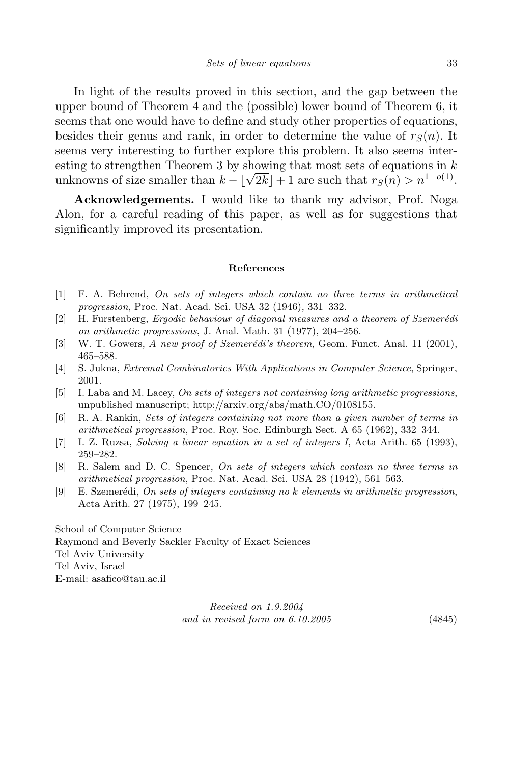In light of the results proved in this section, and the gap between the upper bound of Theorem 4 and the (possible) lower bound of Theorem 6, it seems that one would have to define and study other properties of equations, besides their genus and rank, in order to determine the value of $r_S(n)$. It seems very interesting to further explore this problem. It also seems interesting to strengthen Theorem 3 by showing that most sets of equations in $k$ unknowns of size smaller than $k - \lfloor \sqrt{2k} \rfloor + 1$ are such that $r_S(n) > n^{1-o(1)}$.

**Acknowledgements.** I would like to thank my advisor, Prof. Noga Alon, for a careful reading of this paper, as well as for suggestions that significantly improved its presentation.

## References

[1] F. A. Behrend, *On sets of integers which contain no three terms in arithmetical progression*, Proc. Nat. Acad. Sci. USA 32 (1946), 331–332.

[2] H. Furstenberg, *Ergodic behaviour of diagonal measures and a theorem of Szemerédi on arithmetic progressions*, J. Anal. Math. 31 (1977), 204–256.

[3] W. T. Gowers, *A new proof of Szemerédi's theorem*, Geom. Funct. Anal. 11 (2001), 465–588.

[4] S. Jukna, *Extremal Combinatorics With Applications in Computer Science*, Springer, 2001.

[5] I. Laba and M. Lacey, *On sets of integers not containing long arithmetic progressions*, unpublished manuscript; http://arxiv.org/abs/math.CO/0108155.

[6] R. A. Rankin, *Sets of integers containing not more than a given number of terms in arithmetical progression*, Proc. Roy. Soc. Edinburgh Sect. A 65 (1962), 332–344.

[7] I. Z. Ruzsa, *Solving a linear equation in a set of integers I*, Acta Arith. 65 (1993), 259–282.

[8] R. Salem and D. C. Spencer, *On sets of integers which contain no three terms in arithmetical progression*, Proc. Nat. Acad. Sci. USA 28 (1942), 561–563.

[9] E. Szemerédi, *On sets of integers containing no k elements in arithmetic progression*, Acta Arith. 27 (1975), 199–245.

School of Computer Science
Raymond and Beverly Sackler Faculty of Exact Sciences
Tel Aviv University
Tel Aviv, Israel
E-mail: asafico@tau.ac.il

*Received on 1.9.2004*
*and in revised form on 6.10.2005* (4845)